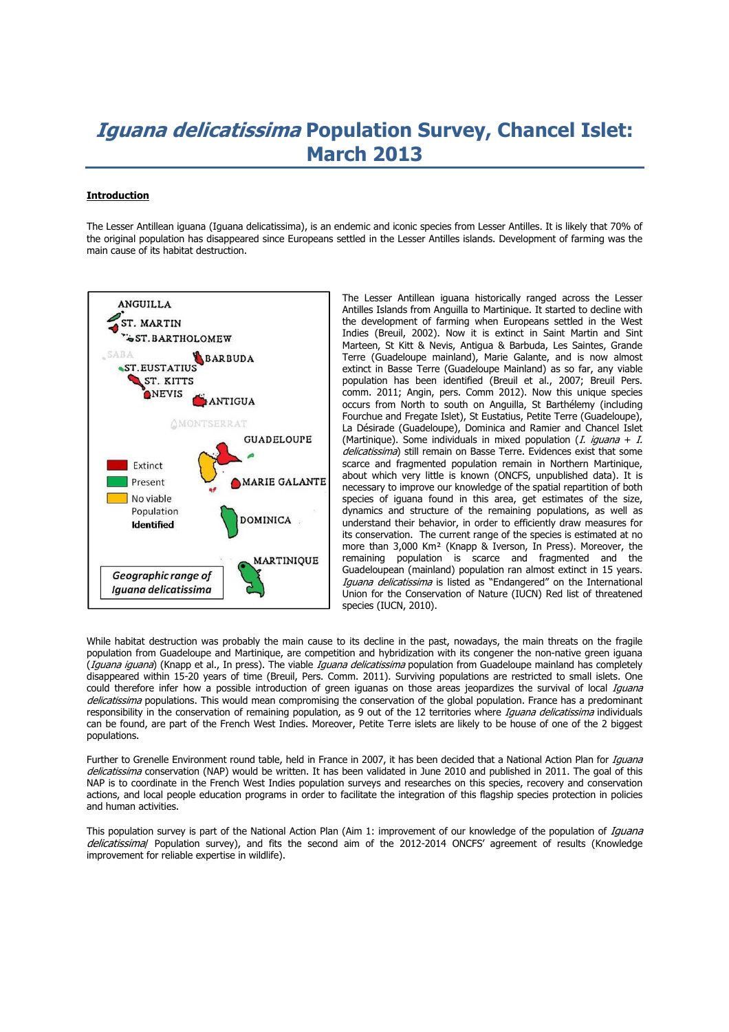# *Iguana delicatissima* Population Survey, Chancel Islet: March 2013

**Introduction**

The Lesser Antillean iguana (Iguana delicatissima), is an endemic and iconic species from Lesser Antilles. It is likely that 70% of the original population has disappeared since Europeans settled in the Lesser Antilles islands. Development of farming was the main cause of its habitat destruction.

ANGUILLA
ST. MARTIN
ST. BARTHOLOMEW
SABA
BARBUDA
ST. EUSTATIUS
ST. KITTS
NEVIS
ANTIGUA
MONTSERRAT
GUADELOUPE
MARIE GALANTE
DOMINICA
MARTINIQUE

Extinct
Present
No viable Population Identified

*Geographic range of Iguana delicatissima*

The Lesser Antillean iguana historically ranged across the Lesser Antilles Islands from Anguilla to Martinique. It started to decline with the development of farming when Europeans settled in the West Indies (Breuil, 2002). Now it is extinct in Saint Martin and Sint Marteen, St Kitt & Nevis, Antigua & Barbuda, Les Saintes, Grande Terre (Guadeloupe mainland), Marie Galante, and is now almost extinct in Basse Terre (Guadeloupe Mainland) as so far, any viable population has been identified (Breuil et al., 2007; Breuil Pers. comm. 2011; Angin, pers. Comm 2012). Now this unique species occurs from North to south on Anguilla, St Barthélemy (including Fourchue and Fregate Islet), St Eustatius, Petite Terre (Guadeloupe), La Désirade (Guadeloupe), Dominica and Ramier and Chancel Islet (Martinique). Some individuals in mixed population (*I. iguana* + *I. delicatissima*) still remain on Basse Terre. Evidences exist that some scarce and fragmented population remain in Northern Martinique, about which very little is known (ONCFS, unpublished data). It is necessary to improve our knowledge of the spatial repartition of both species of iguana found in this area, get estimates of the size, dynamics and structure of the remaining populations, as well as understand their behavior, in order to efficiently draw measures for its conservation. The current range of the species is estimated at no more than 3,000 Km² (Knapp & Iverson, In Press). Moreover, the remaining population is scarce and fragmented and the Guadeloupean (mainland) population ran almost extinct in 15 years. *Iguana delicatissima* is listed as "Endangered" on the International Union for the Conservation of Nature (IUCN) Red list of threatened species (IUCN, 2010).

While habitat destruction was probably the main cause to its decline in the past, nowadays, the main threats on the fragile population from Guadeloupe and Martinique, are competition and hybridization with its congener the non-native green iguana (*Iguana iguana*) (Knapp et al., In press). The viable *Iguana delicatissima* population from Guadeloupe mainland has completely disappeared within 15-20 years of time (Breuil, Pers. Comm. 2011). Surviving populations are restricted to small islets. One could therefore infer how a possible introduction of green iguanas on those areas jeopardizes the survival of local *Iguana delicatissima* populations. This would mean compromising the conservation of the global population. France has a predominant responsibility in the conservation of remaining population, as 9 out of the 12 territories where *Iguana delicatissima* individuals can be found, are part of the French West Indies. Moreover, Petite Terre islets are likely to be house of one of the 2 biggest populations.

Further to Grenelle Environment round table, held in France in 2007, it has been decided that a National Action Plan for *Iguana delicatissima* conservation (NAP) would be written. It has been validated in June 2010 and published in 2011. The goal of this NAP is to coordinate in the French West Indies population surveys and researches on this species, recovery and conservation actions, and local people education programs in order to facilitate the integration of this flagship species protection in policies and human activities.

This population survey is part of the National Action Plan (Aim 1: improvement of our knowledge of the population of *Iguana delicatissima*/ Population survey), and fits the second aim of the 2012-2014 ONCFS' agreement of results (Knowledge improvement for reliable expertise in wildlife).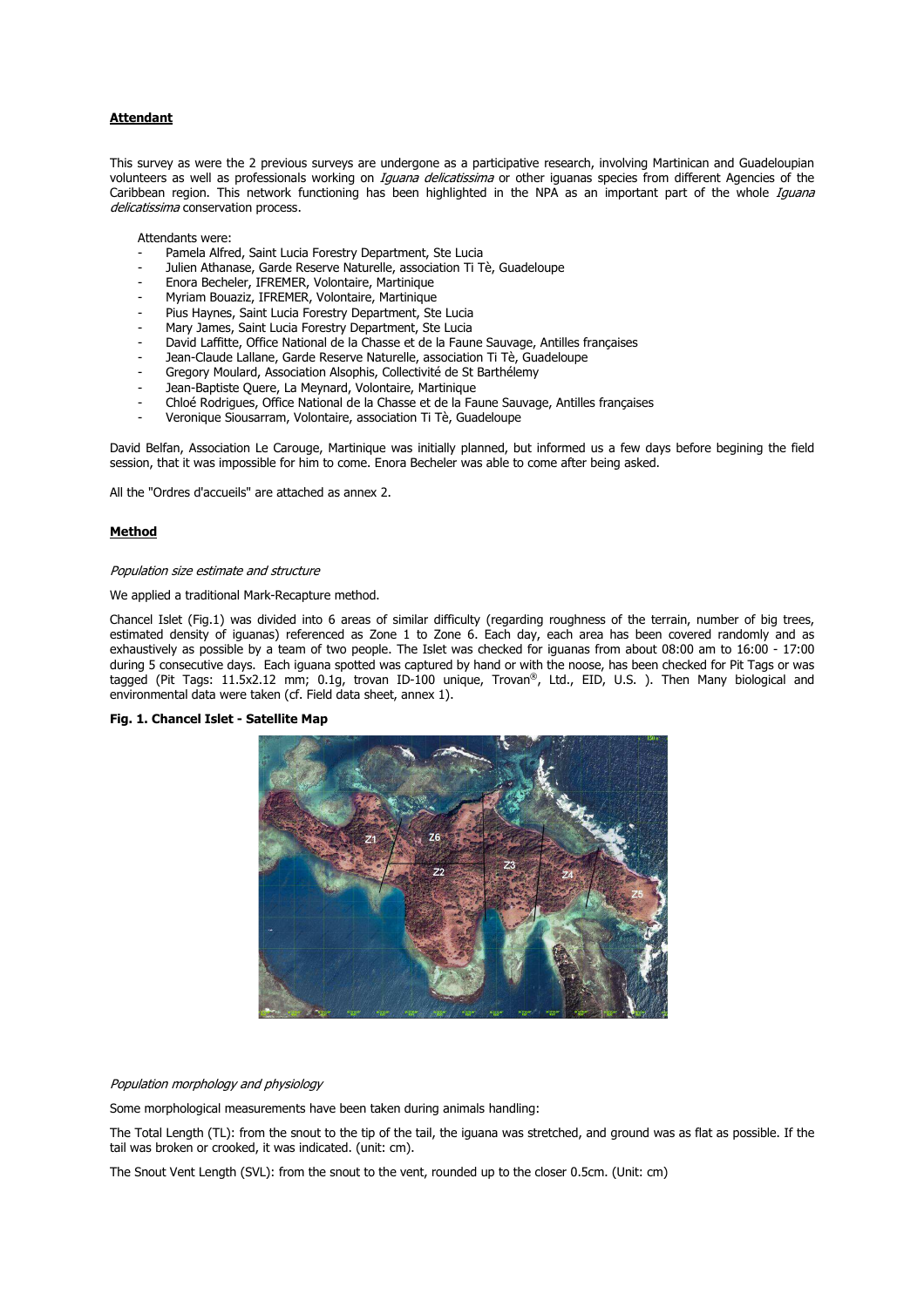**Attendant**

This survey as were the 2 previous surveys are undergone as a participative research, involving Martinican and Guadeloupian volunteers as well as professionals working on *Iguana delicatissima* or other iguanas species from different Agencies of the Caribbean region. This network functioning has been highlighted in the NPA as an important part of the whole *Iguana delicatissima* conservation process.

Attendants were:

- Pamela Alfred, Saint Lucia Forestry Department, Ste Lucia
- Julien Athanase, Garde Reserve Naturelle, association Ti Tè, Guadeloupe
- Enora Becheler, IFREMER, Volontaire, Martinique
- Myriam Bouaziz, IFREMER, Volontaire, Martinique
- Pius Haynes, Saint Lucia Forestry Department, Ste Lucia
- Mary James, Saint Lucia Forestry Department, Ste Lucia
- David Laffitte, Office National de la Chasse et de la Faune Sauvage, Antilles françaises
- Jean-Claude Lallane, Garde Reserve Naturelle, association Ti Tè, Guadeloupe
- Gregory Moulard, Association Alsophis, Collectivité de St Barthélemy
- Jean-Baptiste Quere, La Meynard, Volontaire, Martinique
- Chloé Rodrigues, Office National de la Chasse et de la Faune Sauvage, Antilles françaises
- Veronique Siousarram, Volontaire, association Ti Tè, Guadeloupe

David Belfan, Association Le Carouge, Martinique was initially planned, but informed us a few days before begining the field session, that it was impossible for him to come. Enora Becheler was able to come after being asked.

All the "Ordres d'accueils" are attached as annex 2.

**Method**

*Population size estimate and structure*

We applied a traditional Mark-Recapture method.

Chancel Islet (Fig.1) was divided into 6 areas of similar difficulty (regarding roughness of the terrain, number of big trees, estimated density of iguanas) referenced as Zone 1 to Zone 6. Each day, each area has been covered randomly and as exhaustively as possible by a team of two people. The Islet was checked for iguanas from about 08:00 am to 16:00 - 17:00 during 5 consecutive days. Each iguana spotted was captured by hand or with the noose, has been checked for Pit Tags or was tagged (Pit Tags: 11.5x2.12 mm; 0.1g, trovan ID-100 unique, Trovan®, Ltd., EID, U.S. ). Then Many biological and environmental data were taken (cf. Field data sheet, annex 1).

**Fig. 1. Chancel Islet - Satellite Map**

*Population morphology and physiology*

Some morphological measurements have been taken during animals handling:

The Total Length (TL): from the snout to the tip of the tail, the iguana was stretched, and ground was as flat as possible. If the tail was broken or crooked, it was indicated. (unit: cm).

The Snout Vent Length (SVL): from the snout to the vent, rounded up to the closer 0.5cm. (Unit: cm)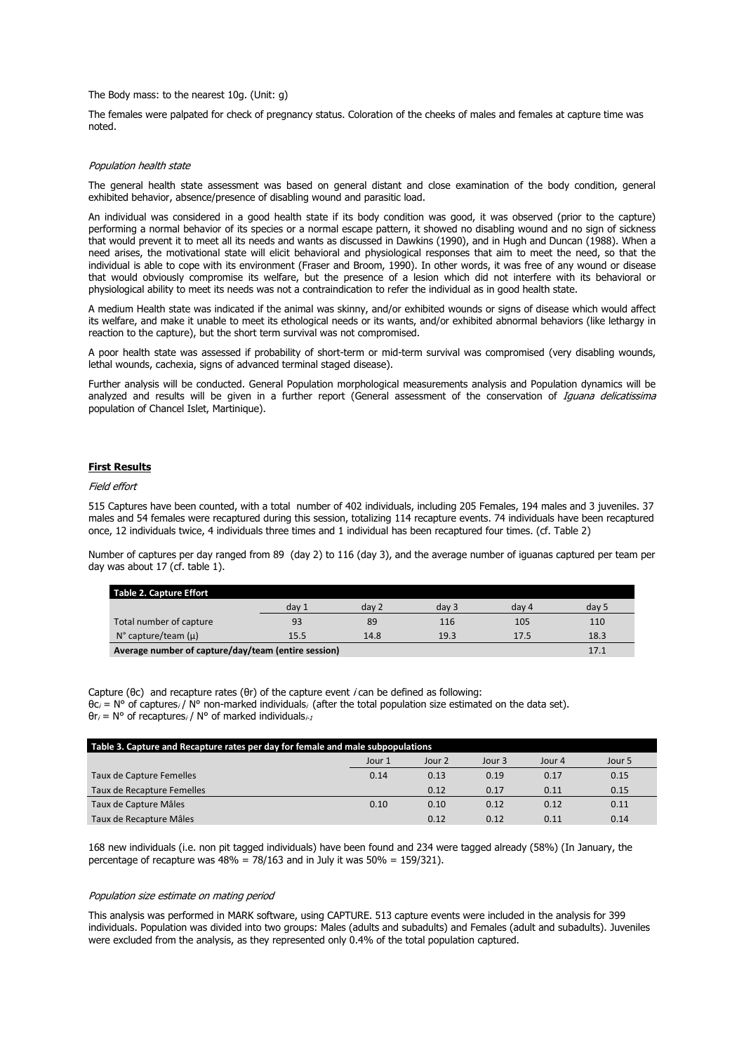The Body mass: to the nearest 10g. (Unit: g)

The females were palpated for check of pregnancy status. Coloration of the cheeks of males and females at capture time was noted.

*Population health state*

The general health state assessment was based on general distant and close examination of the body condition, general exhibited behavior, absence/presence of disabling wound and parasitic load.

An individual was considered in a good health state if its body condition was good, it was observed (prior to the capture) performing a normal behavior of its species or a normal escape pattern, it showed no disabling wound and no sign of sickness that would prevent it to meet all its needs and wants as discussed in Dawkins (1990), and in Hugh and Duncan (1988). When a need arises, the motivational state will elicit behavioral and physiological responses that aim to meet the need, so that the individual is able to cope with its environment (Fraser and Broom, 1990). In other words, it was free of any wound or disease that would obviously compromise its welfare, but the presence of a lesion which did not interfere with its behavioral or physiological ability to meet its needs was not a contraindication to refer the individual as in good health state.

A medium Health state was indicated if the animal was skinny, and/or exhibited wounds or signs of disease which would affect its welfare, and make it unable to meet its ethological needs or its wants, and/or exhibited abnormal behaviors (like lethargy in reaction to the capture), but the short term survival was not compromised.

A poor health state was assessed if probability of short-term or mid-term survival was compromised (very disabling wounds, lethal wounds, cachexia, signs of advanced terminal staged disease).

Further analysis will be conducted. General Population morphological measurements analysis and Population dynamics will be analyzed and results will be given in a further report (General assessment of the conservation of *Iguana delicatissima* population of Chancel Islet, Martinique).

## **First Results**

*Field effort*

515 Captures have been counted, with a total number of 402 individuals, including 205 Females, 194 males and 3 juveniles. 37 males and 54 females were recaptured during this session, totalizing 114 recapture events. 74 individuals have been recaptured once, 12 individuals twice, 4 individuals three times and 1 individual has been recaptured four times. (cf. Table 2)

Number of captures per day ranged from 89 (day 2) to 116 (day 3), and the average number of iguanas captured per team per day was about 17 (cf. table 1).

| **Table 2. Capture Effort** | | | | | |
|---|---|---|---|---|---|
| | day 1 | day 2 | day 3 | day 4 | day 5 |
| Total number of capture | 93 | 89 | 116 | 105 | 110 |
| N° capture/team (μ) | 15.5 | 14.8 | 19.3 | 17.5 | 18.3 |
| **Average number of capture/day/team (entire session)** | | | | | 17.1 |

Capture ($\theta c$) and recapture rates ($\theta r$) of the capture event *i* can be defined as following:
$\theta c_i$ = N° of captures$_i$ / N° non-marked individuals$_i$ (after the total population size estimated on the data set).
$\theta r_i$ = N° of recaptures$_i$ / N° of marked individuals$_{i-1}$

| **Table 3. Capture and Recapture rates per day for female and male subpopulations** | | | | | |
|---|---|---|---|---|---|
| | Jour 1 | Jour 2 | Jour 3 | Jour 4 | Jour 5 |
| Taux de Capture Femelles | 0.14 | 0.13 | 0.19 | 0.17 | 0.15 |
| Taux de Recapture Femelles | | 0.12 | 0.17 | 0.11 | 0.15 |
| Taux de Capture Mâles | 0.10 | 0.10 | 0.12 | 0.12 | 0.11 |
| Taux de Recapture Mâles | | 0.12 | 0.12 | 0.11 | 0.14 |

168 new individuals (i.e. non pit tagged individuals) have been found and 234 were tagged already (58%) (In January, the percentage of recapture was 48% = 78/163 and in July it was 50% = 159/321).

*Population size estimate on mating period*

This analysis was performed in MARK software, using CAPTURE. 513 capture events were included in the analysis for 399 individuals. Population was divided into two groups: Males (adults and subadults) and Females (adult and subadults). Juveniles were excluded from the analysis, as they represented only 0.4% of the total population captured.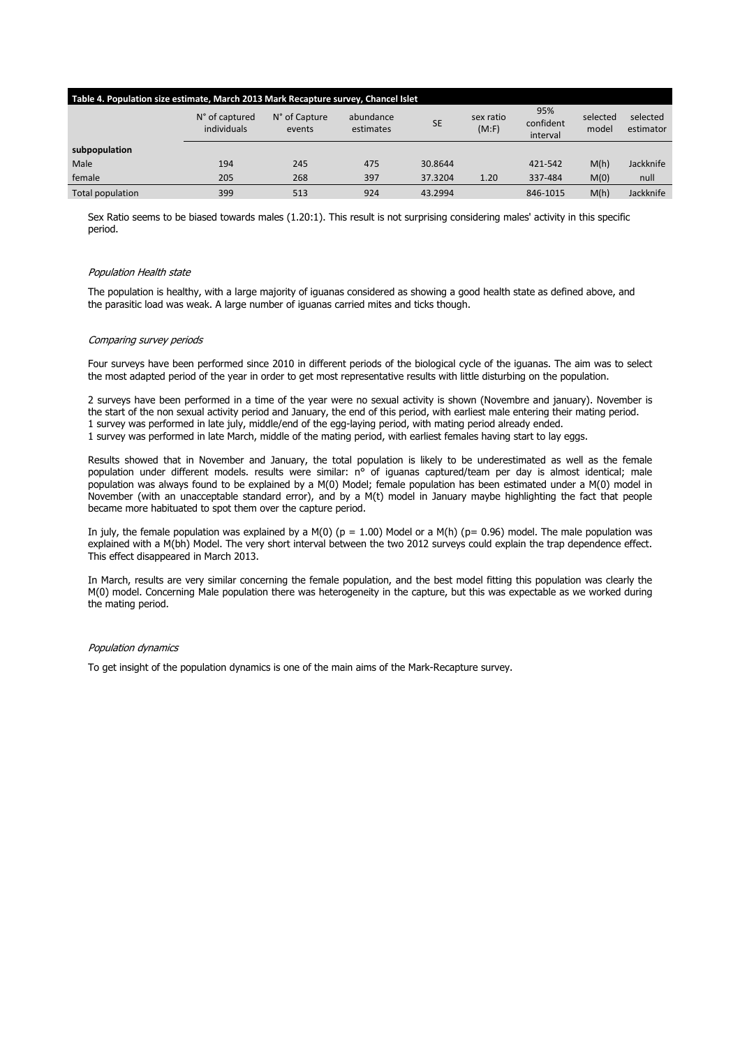**Table 4. Population size estimate, March 2013 Mark Recapture survey, Chancel Islet**

| | N° of captured individuals | N° of Capture events | abundance estimates | SE | sex ratio (M:F) | 95% confident interval | selected model | selected estimator |
|---|---|---|---|---|---|---|---|---|
| **subpopulation** | | | | | | | | |
| Male | 194 | 245 | 475 | 30.8644 | | 421-542 | M(h) | Jackknife |
| female | 205 | 268 | 397 | 37.3204 | 1.20 | 337-484 | M(0) | null |
| Total population | 399 | 513 | 924 | 43.2994 | | 846-1015 | M(h) | Jackknife |

Sex Ratio seems to be biased towards males (1.20:1). This result is not surprising considering males' activity in this specific period.

*Population Health state*

The population is healthy, with a large majority of iguanas considered as showing a good health state as defined above, and the parasitic load was weak. A large number of iguanas carried mites and ticks though.

*Comparing survey periods*

Four surveys have been performed since 2010 in different periods of the biological cycle of the iguanas. The aim was to select the most adapted period of the year in order to get most representative results with little disturbing on the population.

2 surveys have been performed in a time of the year were no sexual activity is shown (Novembre and january). November is the start of the non sexual activity period and January, the end of this period, with earliest male entering their mating period.
1 survey was performed in late july, middle/end of the egg-laying period, with mating period already ended.
1 survey was performed in late March, middle of the mating period, with earliest females having start to lay eggs.

Results showed that in November and January, the total population is likely to be underestimated as well as the female population under different models. results were similar: n° of iguanas captured/team per day is almost identical; male population was always found to be explained by a M(0) Model; female population has been estimated under a M(0) model in November (with an unacceptable standard error), and by a M(t) model in January maybe highlighting the fact that people became more habituated to spot them over the capture period.

In july, the female population was explained by a M(0) ($p = 1.00$) Model or a M(h) ($p = 0.96$) model. The male population was explained with a M(bh) Model. The very short interval between the two 2012 surveys could explain the trap dependence effect. This effect disappeared in March 2013.

In March, results are very similar concerning the female population, and the best model fitting this population was clearly the M(0) model. Concerning Male population there was heterogeneity in the capture, but this was expectable as we worked during the mating period.

*Population dynamics*

To get insight of the population dynamics is one of the main aims of the Mark-Recapture survey.